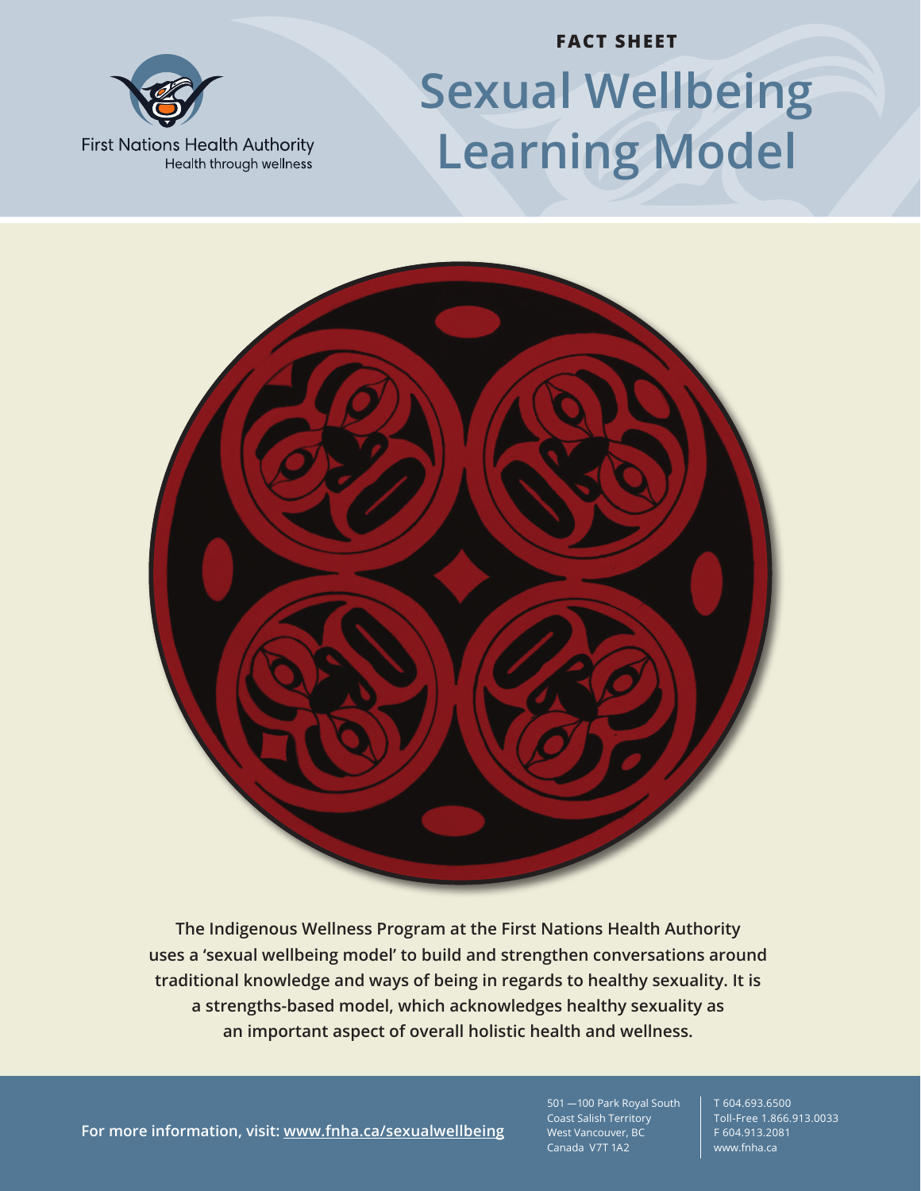First Nations Health Authority
Health through wellness

**FACT SHEET**

# Sexual Wellbeing Learning Model

**The Indigenous Wellness Program at the First Nations Health Authority uses a 'sexual wellbeing model' to build and strengthen conversations around traditional knowledge and ways of being in regards to healthy sexuality. It is a strengths-based model, which acknowledges healthy sexuality as an important aspect of overall holistic health and wellness.**

**For more information, visit: www.fnha.ca/sexualwellbeing**

501 —100 Park Royal South
Coast Salish Territory
West Vancouver, BC
Canada V7T 1A2

T 604.693.6500
Toll-Free 1.866.913.0033
F 604.913.2081
www.fnha.ca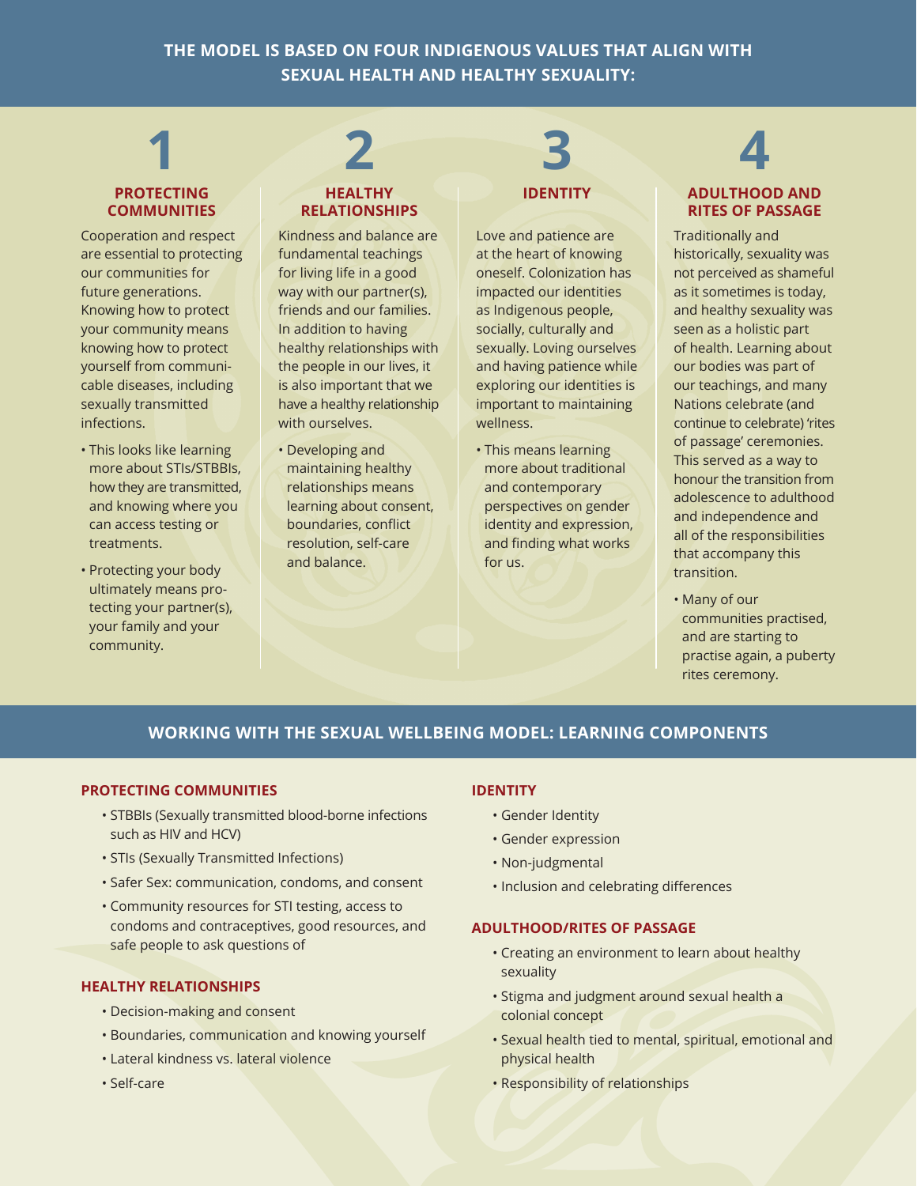## THE MODEL IS BASED ON FOUR INDIGENOUS VALUES THAT ALIGN WITH SEXUAL HEALTH AND HEALTHY SEXUALITY:

### 1 PROTECTING COMMUNITIES

Cooperation and respect are essential to protecting our communities for future generations. Knowing how to protect your community means knowing how to protect yourself from communicable diseases, including sexually transmitted infections.

- This looks like learning more about STIs/STBBIs, how they are transmitted, and knowing where you can access testing or treatments.
- Protecting your body ultimately means protecting your partner(s), your family and your community.

### 2 HEALTHY RELATIONSHIPS

Kindness and balance are fundamental teachings for living life in a good way with our partner(s), friends and our families. In addition to having healthy relationships with the people in our lives, it is also important that we have a healthy relationship with ourselves.

- Developing and maintaining healthy relationships means learning about consent, boundaries, conflict resolution, self-care and balance.

### 3 IDENTITY

Love and patience are at the heart of knowing oneself. Colonization has impacted our identities as Indigenous people, socially, culturally and sexually. Loving ourselves and having patience while exploring our identities is important to maintaining wellness.

- This means learning more about traditional and contemporary perspectives on gender identity and expression, and finding what works for us.

### 4 ADULTHOOD AND RITES OF PASSAGE

Traditionally and historically, sexuality was not perceived as shameful as it sometimes is today, and healthy sexuality was seen as a holistic part of health. Learning about our bodies was part of our teachings, and many Nations celebrate (and continue to celebrate) 'rites of passage' ceremonies. This served as a way to honour the transition from adolescence to adulthood and independence and all of the responsibilities that accompany this transition.

- Many of our communities practised, and are starting to practise again, a puberty rites ceremony.

## WORKING WITH THE SEXUAL WELLBEING MODEL: LEARNING COMPONENTS

### PROTECTING COMMUNITIES

- STBBIs (Sexually transmitted blood-borne infections such as HIV and HCV)
- STIs (Sexually Transmitted Infections)
- Safer Sex: communication, condoms, and consent
- Community resources for STI testing, access to condoms and contraceptives, good resources, and safe people to ask questions of

### HEALTHY RELATIONSHIPS

- Decision-making and consent
- Boundaries, communication and knowing yourself
- Lateral kindness vs. lateral violence
- Self-care

### IDENTITY

- Gender Identity
- Gender expression
- Non-judgmental
- Inclusion and celebrating differences

### ADULTHOOD/RITES OF PASSAGE

- Creating an environment to learn about healthy sexuality
- Stigma and judgment around sexual health a colonial concept
- Sexual health tied to mental, spiritual, emotional and physical health
- Responsibility of relationships